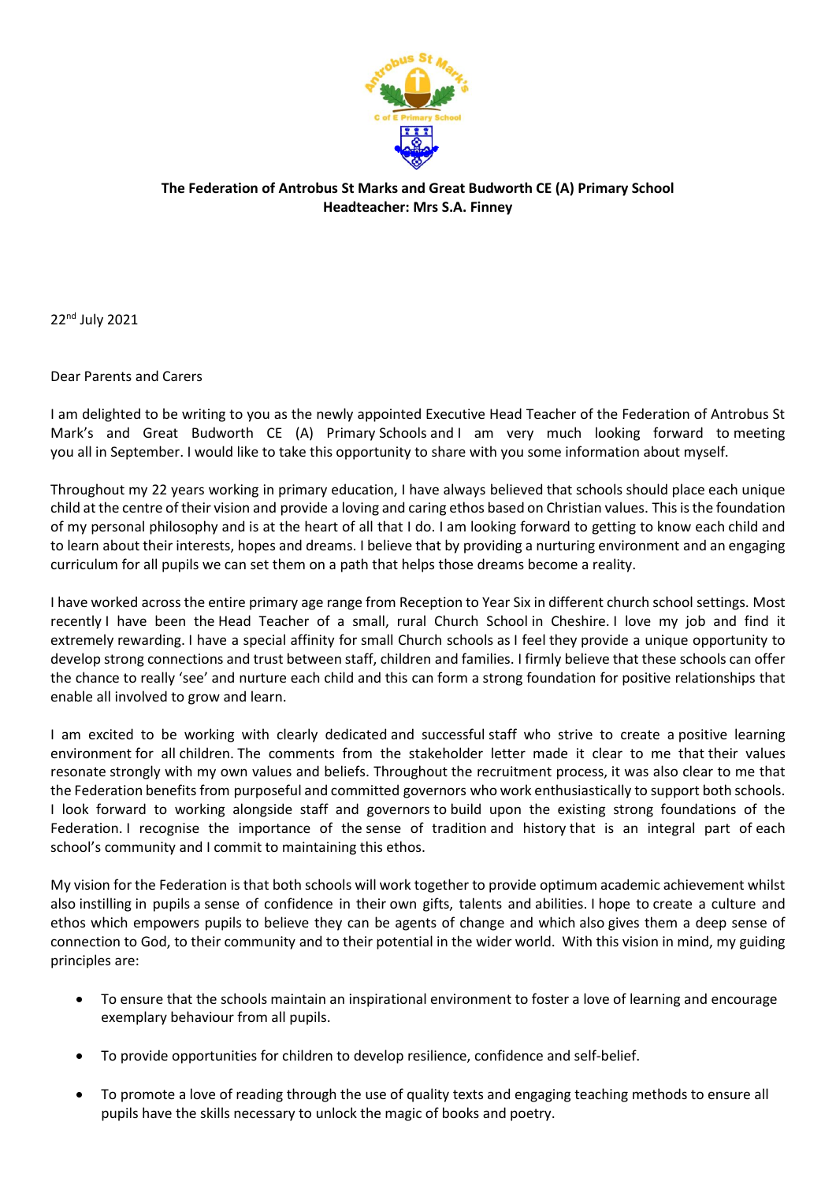**The Federation of Antrobus St Marks and Great Budworth CE (A) Primary School**
**Headteacher: Mrs S.A. Finney**

22nd July 2021

Dear Parents and Carers

I am delighted to be writing to you as the newly appointed Executive Head Teacher of the Federation of Antrobus St Mark's and Great Budworth CE (A) Primary Schools and I am very much looking forward to meeting you all in September. I would like to take this opportunity to share with you some information about myself.

Throughout my 22 years working in primary education, I have always believed that schools should place each unique child at the centre of their vision and provide a loving and caring ethos based on Christian values. This is the foundation of my personal philosophy and is at the heart of all that I do. I am looking forward to getting to know each child and to learn about their interests, hopes and dreams. I believe that by providing a nurturing environment and an engaging curriculum for all pupils we can set them on a path that helps those dreams become a reality.

I have worked across the entire primary age range from Reception to Year Six in different church school settings. Most recently I have been the Head Teacher of a small, rural Church School in Cheshire. I love my job and find it extremely rewarding. I have a special affinity for small Church schools as I feel they provide a unique opportunity to develop strong connections and trust between staff, children and families. I firmly believe that these schools can offer the chance to really 'see' and nurture each child and this can form a strong foundation for positive relationships that enable all involved to grow and learn.

I am excited to be working with clearly dedicated and successful staff who strive to create a positive learning environment for all children. The comments from the stakeholder letter made it clear to me that their values resonate strongly with my own values and beliefs. Throughout the recruitment process, it was also clear to me that the Federation benefits from purposeful and committed governors who work enthusiastically to support both schools. I look forward to working alongside staff and governors to build upon the existing strong foundations of the Federation. I recognise the importance of the sense of tradition and history that is an integral part of each school's community and I commit to maintaining this ethos.

My vision for the Federation is that both schools will work together to provide optimum academic achievement whilst also instilling in pupils a sense of confidence in their own gifts, talents and abilities. I hope to create a culture and ethos which empowers pupils to believe they can be agents of change and which also gives them a deep sense of connection to God, to their community and to their potential in the wider world. With this vision in mind, my guiding principles are:

- To ensure that the schools maintain an inspirational environment to foster a love of learning and encourage exemplary behaviour from all pupils.
- To provide opportunities for children to develop resilience, confidence and self-belief.
- To promote a love of reading through the use of quality texts and engaging teaching methods to ensure all pupils have the skills necessary to unlock the magic of books and poetry.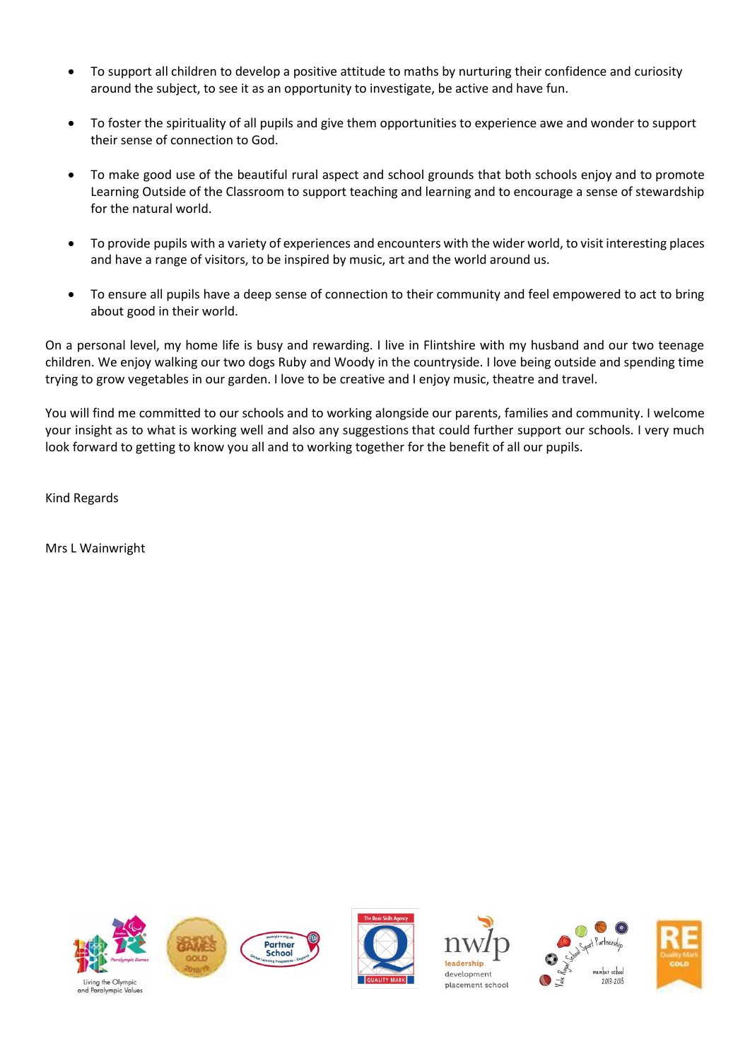- To support all children to develop a positive attitude to maths by nurturing their confidence and curiosity around the subject, to see it as an opportunity to investigate, be active and have fun.

- To foster the spirituality of all pupils and give them opportunities to experience awe and wonder to support their sense of connection to God.

- To make good use of the beautiful rural aspect and school grounds that both schools enjoy and to promote Learning Outside of the Classroom to support teaching and learning and to encourage a sense of stewardship for the natural world.

- To provide pupils with a variety of experiences and encounters with the wider world, to visit interesting places and have a range of visitors, to be inspired by music, art and the world around us.

- To ensure all pupils have a deep sense of connection to their community and feel empowered to act to bring about good in their world.

On a personal level, my home life is busy and rewarding. I live in Flintshire with my husband and our two teenage children. We enjoy walking our two dogs Ruby and Woody in the countryside. I love being outside and spending time trying to grow vegetables in our garden. I love to be creative and I enjoy music, theatre and travel.

You will find me committed to our schools and to working alongside our parents, families and community. I welcome your insight as to what is working well and also any suggestions that could further support our schools. I very much look forward to getting to know you all and to working together for the benefit of all our pupils.

Kind Regards

Mrs L Wainwright